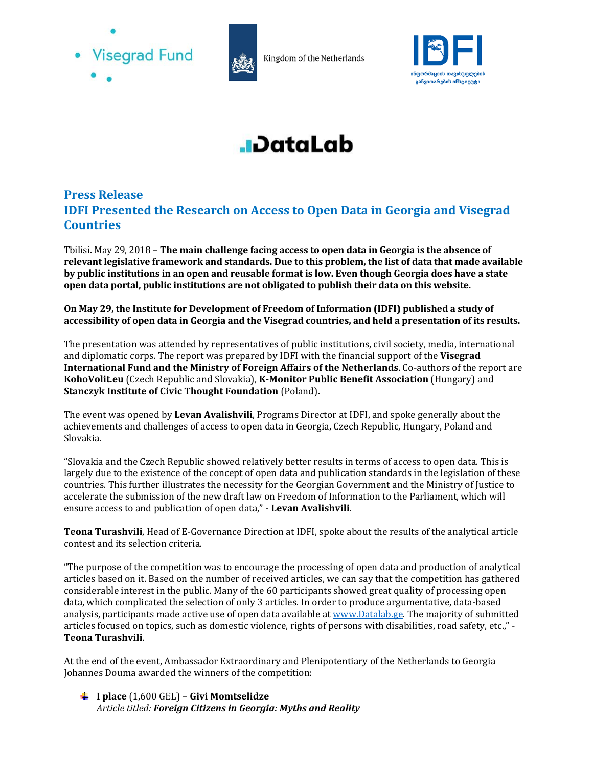# Press Release

## IDFI Presented the Research on Access to Open Data in Georgia and Visegrad Countries

Tbilisi. May 29, 2018 – **The main challenge facing access to open data in Georgia is the absence of relevant legislative framework and standards. Due to this problem, the list of data that made available by public institutions in an open and reusable format is low. Even though Georgia does have a state open data portal, public institutions are not obligated to publish their data on this website.**

**On May 29, the Institute for Development of Freedom of Information (IDFI) published a study of accessibility of open data in Georgia and the Visegrad countries, and held a presentation of its results.**

The presentation was attended by representatives of public institutions, civil society, media, international and diplomatic corps. The report was prepared by IDFI with the financial support of the **Visegrad International Fund and the Ministry of Foreign Affairs of the Netherlands**. Co-authors of the report are **KohoVolit.eu** (Czech Republic and Slovakia), **K-Monitor Public Benefit Association** (Hungary) and **Stanczyk Institute of Civic Thought Foundation** (Poland).

The event was opened by **Levan Avalishvili**, Programs Director at IDFI, and spoke generally about the achievements and challenges of access to open data in Georgia, Czech Republic, Hungary, Poland and Slovakia.

"Slovakia and the Czech Republic showed relatively better results in terms of access to open data. This is largely due to the existence of the concept of open data and publication standards in the legislation of these countries. This further illustrates the necessity for the Georgian Government and the Ministry of Justice to accelerate the submission of the new draft law on Freedom of Information to the Parliament, which will ensure access to and publication of open data," - **Levan Avalishvili**.

**Teona Turashvili**, Head of E-Governance Direction at IDFI, spoke about the results of the analytical article contest and its selection criteria.

"The purpose of the competition was to encourage the processing of open data and production of analytical articles based on it. Based on the number of received articles, we can say that the competition has gathered considerable interest in the public. Many of the 60 participants showed great quality of processing open data, which complicated the selection of only 3 articles. In order to produce argumentative, data-based analysis, participants made active use of open data available at www.Datalab.ge. The majority of submitted articles focused on topics, such as domestic violence, rights of persons with disabilities, road safety, etc.," - **Teona Turashvili**.

At the end of the event, Ambassador Extraordinary and Plenipotentiary of the Netherlands to Georgia Johannes Douma awarded the winners of the competition:

- **I place** (1,600 GEL) – **Givi Momtselidze**
  *Article titled:* ***Foreign Citizens in Georgia: Myths and Reality***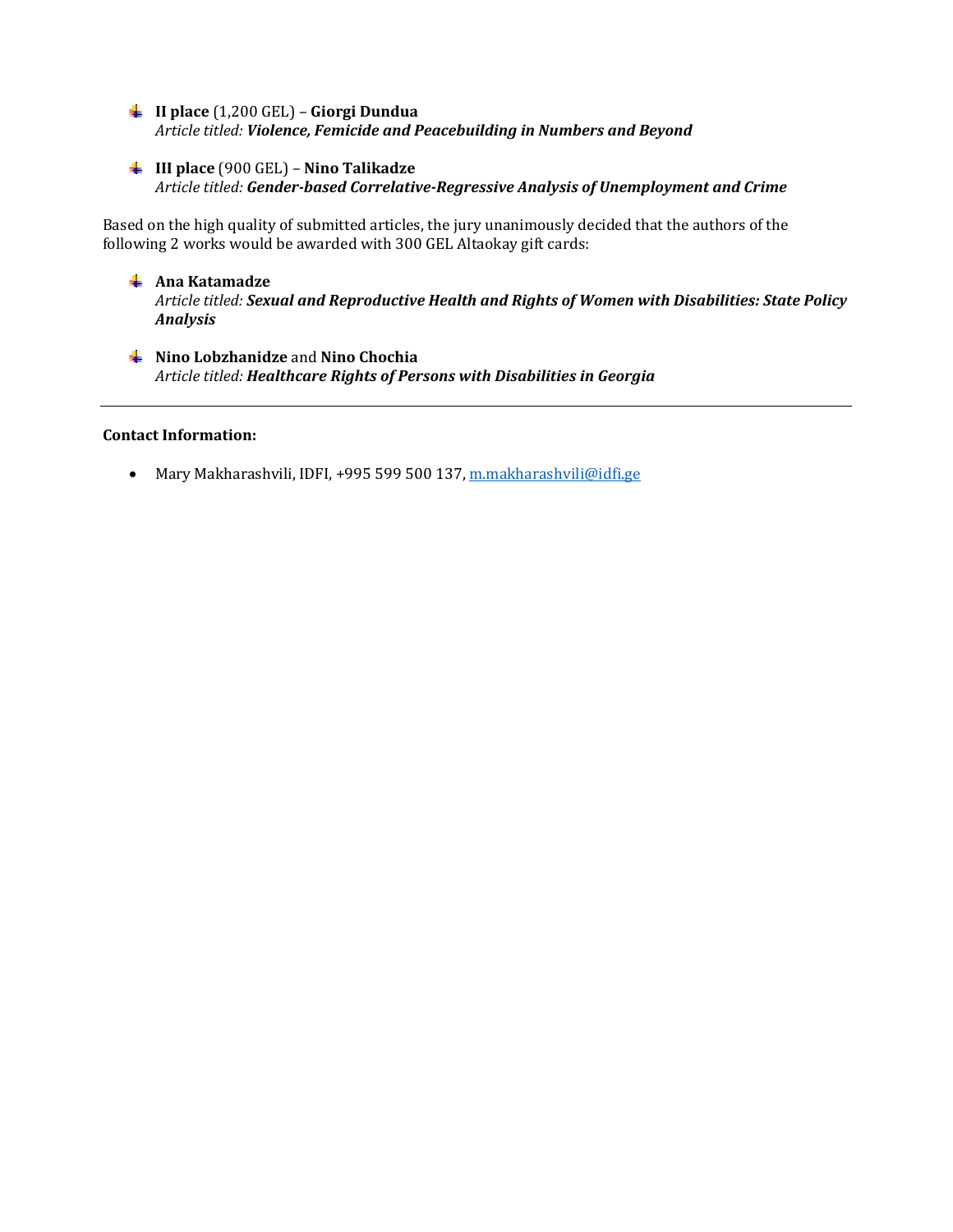- **II place** (1,200 GEL) – **Giorgi Dundua**
  *Article titled:* ***Violence, Femicide and Peacebuilding in Numbers and Beyond***

- **III place** (900 GEL) – **Nino Talikadze**
  *Article titled:* ***Gender-based Correlative-Regressive Analysis of Unemployment and Crime***

Based on the high quality of submitted articles, the jury unanimously decided that the authors of the following 2 works would be awarded with 300 GEL Altaokay gift cards:

- **Ana Katamadze**
  *Article titled:* ***Sexual and Reproductive Health and Rights of Women with Disabilities: State Policy Analysis***

- **Nino Lobzhanidze** and **Nino Chochia**
  *Article titled:* ***Healthcare Rights of Persons with Disabilities in Georgia***

---

**Contact Information:**

- Mary Makharashvili, IDFI, +995 599 500 137, m.makharashvili@idfi.ge